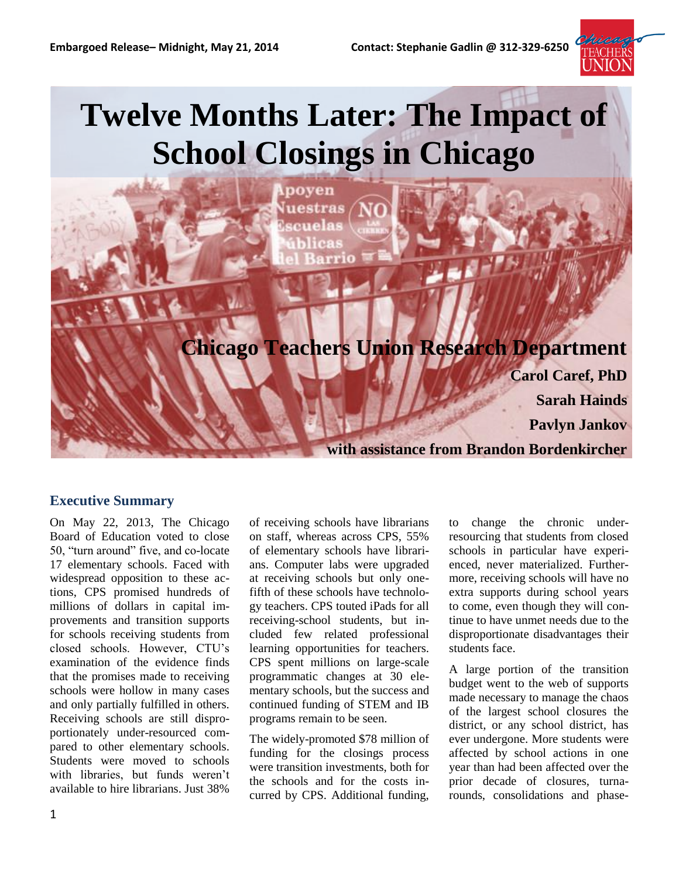Embargoed Release– Midnight, May 21, 2014 Contact: Stephanie Gadlin @ 312-329-6250

# Twelve Months Later: The Impact of School Closings in Chicago

**Chicago Teachers Union Research Department**

**Carol Caref, PhD**

**Sarah Hainds**

**Pavlyn Jankov**

**with assistance from Brandon Bordenkircher**

## Executive Summary

On May 22, 2013, The Chicago Board of Education voted to close 50, "turn around" five, and co-locate 17 elementary schools. Faced with widespread opposition to these actions, CPS promised hundreds of millions of dollars in capital improvements and transition supports for schools receiving students from closed schools. However, CTU's examination of the evidence finds that the promises made to receiving schools were hollow in many cases and only partially fulfilled in others. Receiving schools are still disproportionately under-resourced compared to other elementary schools. Students were moved to schools with libraries, but funds weren't available to hire librarians. Just 38% of receiving schools have librarians on staff, whereas across CPS, 55% of elementary schools have librarians. Computer labs were upgraded at receiving schools but only one-fifth of these schools have technology teachers. CPS touted iPads for all receiving-school students, but included few related professional learning opportunities for teachers. CPS spent millions on large-scale programmatic changes at 30 elementary schools, but the success and continued funding of STEM and IB programs remain to be seen.

The widely-promoted $78 million of funding for the closings process were transition investments, both for the schools and for the costs incurred by CPS. Additional funding, to change the chronic under-resourcing that students from closed schools in particular have experienced, never materialized. Furthermore, receiving schools will have no extra supports during school years to come, even though they will continue to have unmet needs due to the disproportionate disadvantages their students face.

A large portion of the transition budget went to the web of supports made necessary to manage the chaos of the largest school closures the district, or any school district, has ever undergone. More students were affected by school actions in one year than had been affected over the prior decade of closures, turnarounds, consolidations and phase-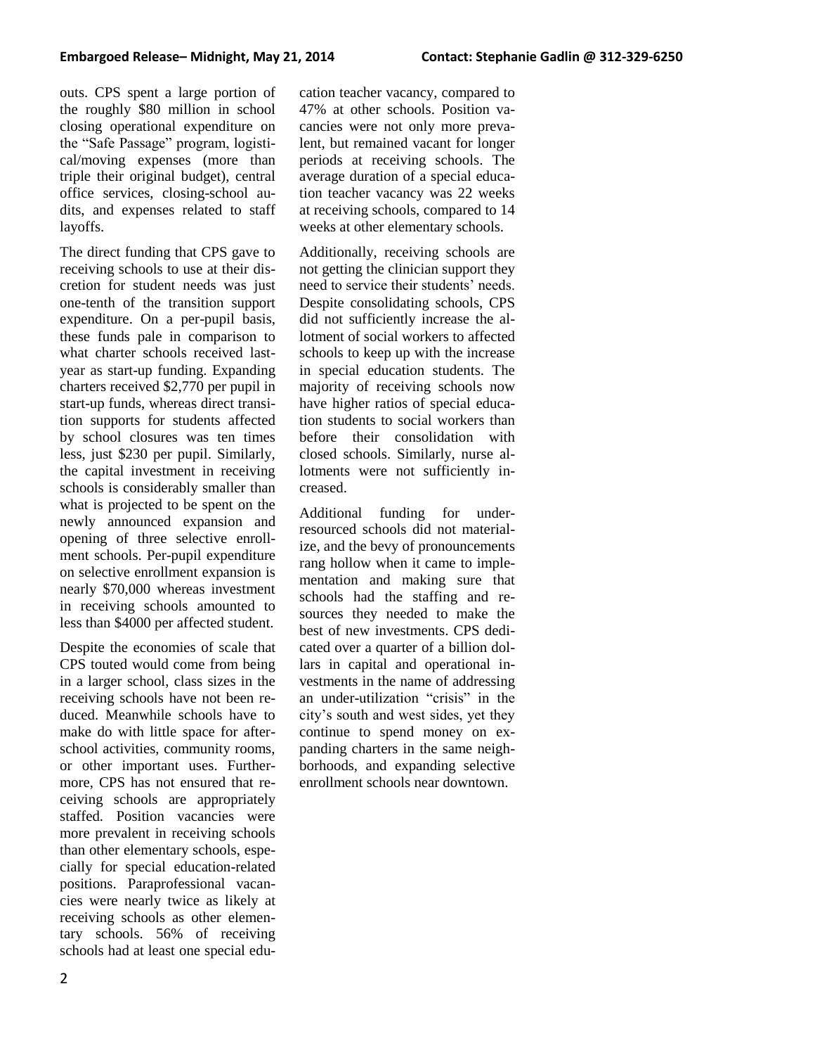outs. CPS spent a large portion of the roughly $80 million in school closing operational expenditure on the "Safe Passage" program, logistical/moving expenses (more than triple their original budget), central office services, closing-school audits, and expenses related to staff layoffs.

The direct funding that CPS gave to receiving schools to use at their discretion for student needs was just one-tenth of the transition support expenditure. On a per-pupil basis, these funds pale in comparison to what charter schools received last-year as start-up funding. Expanding charters received $2,770 per pupil in start-up funds, whereas direct transition supports for students affected by school closures was ten times less, just $230 per pupil. Similarly, the capital investment in receiving schools is considerably smaller than what is projected to be spent on the newly announced expansion and opening of three selective enrollment schools. Per-pupil expenditure on selective enrollment expansion is nearly $70,000 whereas investment in receiving schools amounted to less than $4000 per affected student.

Despite the economies of scale that CPS touted would come from being in a larger school, class sizes in the receiving schools have not been reduced. Meanwhile schools have to make do with little space for after-school activities, community rooms, or other important uses. Furthermore, CPS has not ensured that receiving schools are appropriately staffed. Position vacancies were more prevalent in receiving schools than other elementary schools, especially for special education-related positions. Paraprofessional vacancies were nearly twice as likely at receiving schools as other elementary schools. 56% of receiving schools had at least one special education teacher vacancy, compared to 47% at other schools. Position vacancies were not only more prevalent, but remained vacant for longer periods at receiving schools. The average duration of a special education teacher vacancy was 22 weeks at receiving schools, compared to 14 weeks at other elementary schools.

Additionally, receiving schools are not getting the clinician support they need to service their students' needs. Despite consolidating schools, CPS did not sufficiently increase the allotment of social workers to affected schools to keep up with the increase in special education students. The majority of receiving schools now have higher ratios of special education students to social workers than before their consolidation with closed schools. Similarly, nurse allotments were not sufficiently increased.

Additional funding for under-resourced schools did not materialize, and the bevy of pronouncements rang hollow when it came to implementation and making sure that schools had the staffing and resources they needed to make the best of new investments. CPS dedicated over a quarter of a billion dollars in capital and operational investments in the name of addressing an under-utilization "crisis" in the city's south and west sides, yet they continue to spend money on expanding charters in the same neighborhoods, and expanding selective enrollment schools near downtown.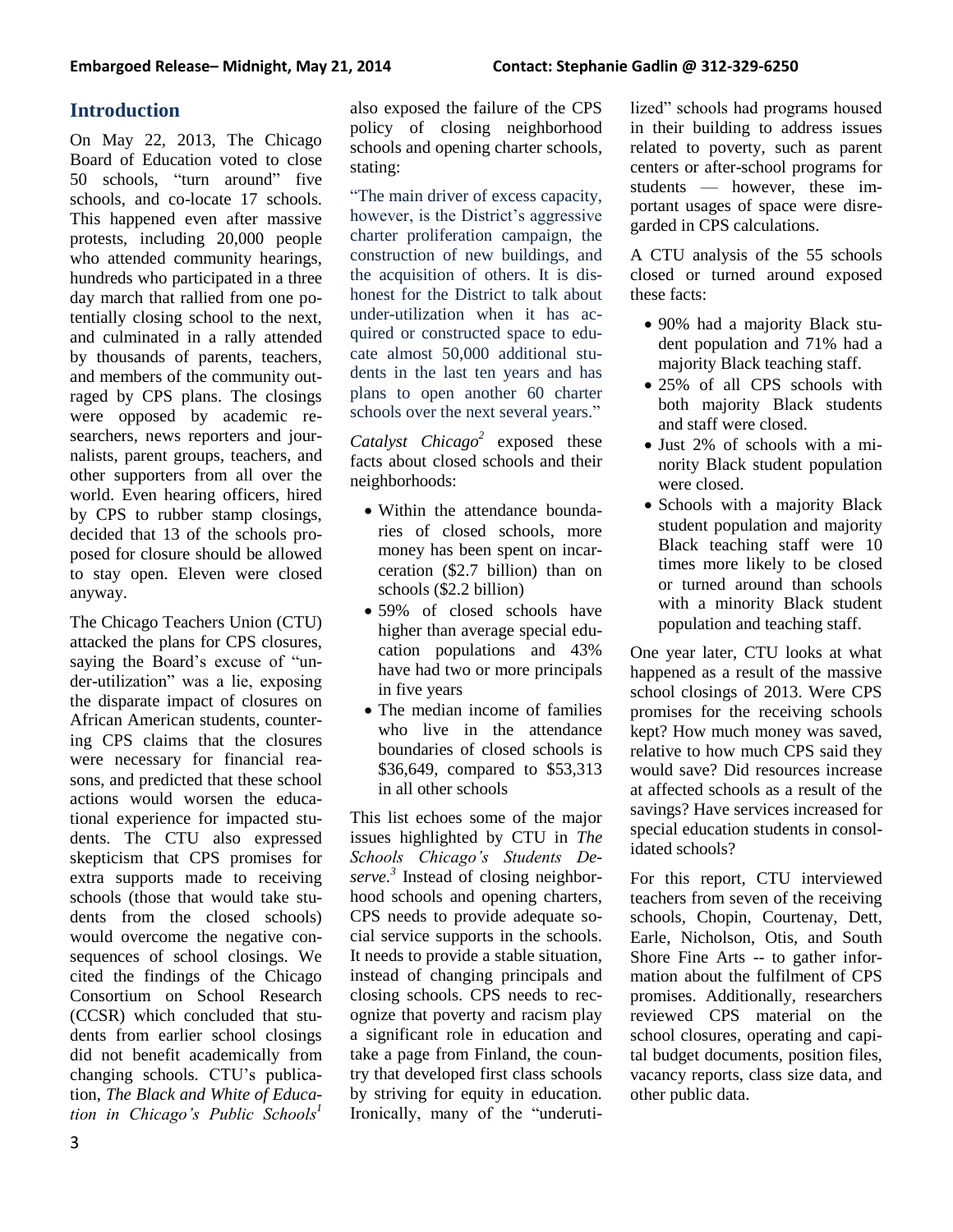## Introduction

On May 22, 2013, The Chicago Board of Education voted to close 50 schools, "turn around" five schools, and co-locate 17 schools. This happened even after massive protests, including 20,000 people who attended community hearings, hundreds who participated in a three day march that rallied from one potentially closing school to the next, and culminated in a rally attended by thousands of parents, teachers, and members of the community outraged by CPS plans. The closings were opposed by academic researchers, news reporters and journalists, parent groups, teachers, and other supporters from all over the world. Even hearing officers, hired by CPS to rubber stamp closings, decided that 13 of the schools proposed for closure should be allowed to stay open. Eleven were closed anyway.

The Chicago Teachers Union (CTU) attacked the plans for CPS closures, saying the Board's excuse of "under-utilization" was a lie, exposing the disparate impact of closures on African American students, countering CPS claims that the closures were necessary for financial reasons, and predicted that these school actions would worsen the educational experience for impacted students. The CTU also expressed skepticism that CPS promises for extra supports made to receiving schools (those that would take students from the closed schools) would overcome the negative consequences of school closings. We cited the findings of the Chicago Consortium on School Research (CCSR) which concluded that students from earlier school closings did not benefit academically from changing schools. CTU's publication, *The Black and White of Education in Chicago's Public Schools*[1] also exposed the failure of the CPS policy of closing neighborhood schools and opening charter schools, stating:

"The main driver of excess capacity, however, is the District's aggressive charter proliferation campaign, the construction of new buildings, and the acquisition of others. It is dishonest for the District to talk about under-utilization when it has acquired or constructed space to educate almost 50,000 additional students in the last ten years and has plans to open another 60 charter schools over the next several years."

*Catalyst Chicago*[2] exposed these facts about closed schools and their neighborhoods:

- Within the attendance boundaries of closed schools, more money has been spent on incarceration ($2.7 billion) than on schools ($2.2 billion)
- 59% of closed schools have higher than average special education populations and 43% have had two or more principals in five years
- The median income of families who live in the attendance boundaries of closed schools is $36,649, compared to $53,313 in all other schools

This list echoes some of the major issues highlighted by CTU in *The Schools Chicago's Students Deserve*.[3] Instead of closing neighborhood schools and opening charters, CPS needs to provide adequate social service supports in the schools. It needs to provide a stable situation, instead of changing principals and closing schools. CPS needs to recognize that poverty and racism play a significant role in education and take a page from Finland, the country that developed first class schools by striving for equity in education. Ironically, many of the "underutilized" schools had programs housed in their building to address issues related to poverty, such as parent centers or after-school programs for students — however, these important usages of space were disregarded in CPS calculations.

A CTU analysis of the 55 schools closed or turned around exposed these facts:

- 90% had a majority Black student population and 71% had a majority Black teaching staff.
- 25% of all CPS schools with both majority Black students and staff were closed.
- Just 2% of schools with a minority Black student population were closed.
- Schools with a majority Black student population and majority Black teaching staff were 10 times more likely to be closed or turned around than schools with a minority Black student population and teaching staff.

One year later, CTU looks at what happened as a result of the massive school closings of 2013. Were CPS promises for the receiving schools kept? How much money was saved, relative to how much CPS said they would save? Did resources increase at affected schools as a result of the savings? Have services increased for special education students in consolidated schools?

For this report, CTU interviewed teachers from seven of the receiving schools, Chopin, Courtenay, Dett, Earle, Nicholson, Otis, and South Shore Fine Arts -- to gather information about the fulfilment of CPS promises. Additionally, researchers reviewed CPS material on the school closures, operating and capital budget documents, position files, vacancy reports, class size data, and other public data.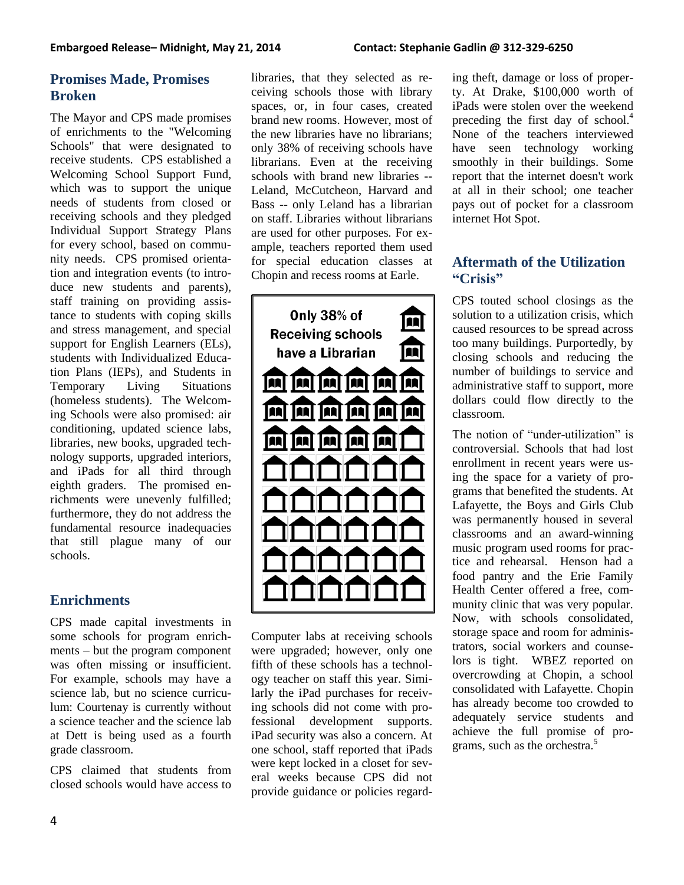## Promises Made, Promises Broken

The Mayor and CPS made promises of enrichments to the "Welcoming Schools" that were designated to receive students. CPS established a Welcoming School Support Fund, which was to support the unique needs of students from closed or receiving schools and they pledged Individual Support Strategy Plans for every school, based on community needs. CPS promised orientation and integration events (to introduce new students and parents), staff training on providing assistance to students with coping skills and stress management, and special support for English Learners (ELs), students with Individualized Education Plans (IEPs), and Students in Temporary Living Situations (homeless students). The Welcoming Schools were also promised: air conditioning, updated science labs, libraries, new books, upgraded technology supports, upgraded interiors, and iPads for all third through eighth graders. The promised enrichments were unevenly fulfilled; furthermore, they do not address the fundamental resource inadequacies that still plague many of our schools.

## Enrichments

CPS made capital investments in some schools for program enrichments – but the program component was often missing or insufficient. For example, schools may have a science lab, but no science curriculum: Courtenay is currently without a science teacher and the science lab at Dett is being used as a fourth grade classroom.

CPS claimed that students from closed schools would have access to libraries, that they selected as receiving schools those with library spaces, or, in four cases, created brand new rooms. However, most of the new libraries have no librarians; only 38% of receiving schools have librarians. Even at the receiving schools with brand new libraries -- Leland, McCutcheon, Harvard and Bass -- only Leland has a librarian on staff. Libraries without librarians are used for other purposes. For example, teachers reported them used for special education classes at Chopin and recess rooms at Earle.

Only 38% of Receiving schools have a Librarian

Computer labs at receiving schools were upgraded; however, only one fifth of these schools has a technology teacher on staff this year. Similarly the iPad purchases for receiving schools did not come with professional development supports. iPad security was also a concern. At one school, staff reported that iPads were kept locked in a closet for several weeks because CPS did not provide guidance or policies regarding theft, damage or loss of property. At Drake, $100,000 worth of iPads were stolen over the weekend preceding the first day of school.[4] None of the teachers interviewed have seen technology working smoothly in their buildings. Some report that the internet doesn't work at all in their school; one teacher pays out of pocket for a classroom internet Hot Spot.

## Aftermath of the Utilization "Crisis"

CPS touted school closings as the solution to a utilization crisis, which caused resources to be spread across too many buildings. Purportedly, by closing schools and reducing the number of buildings to service and administrative staff to support, more dollars could flow directly to the classroom.

The notion of "under-utilization" is controversial. Schools that had lost enrollment in recent years were using the space for a variety of programs that benefited the students. At Lafayette, the Boys and Girls Club was permanently housed in several classrooms and an award-winning music program used rooms for practice and rehearsal. Henson had a food pantry and the Erie Family Health Center offered a free, community clinic that was very popular. Now, with schools consolidated, storage space and room for administrators, social workers and counselors is tight. WBEZ reported on overcrowding at Chopin, a school consolidated with Lafayette. Chopin has already become too crowded to adequately service students and achieve the full promise of programs, such as the orchestra.[5]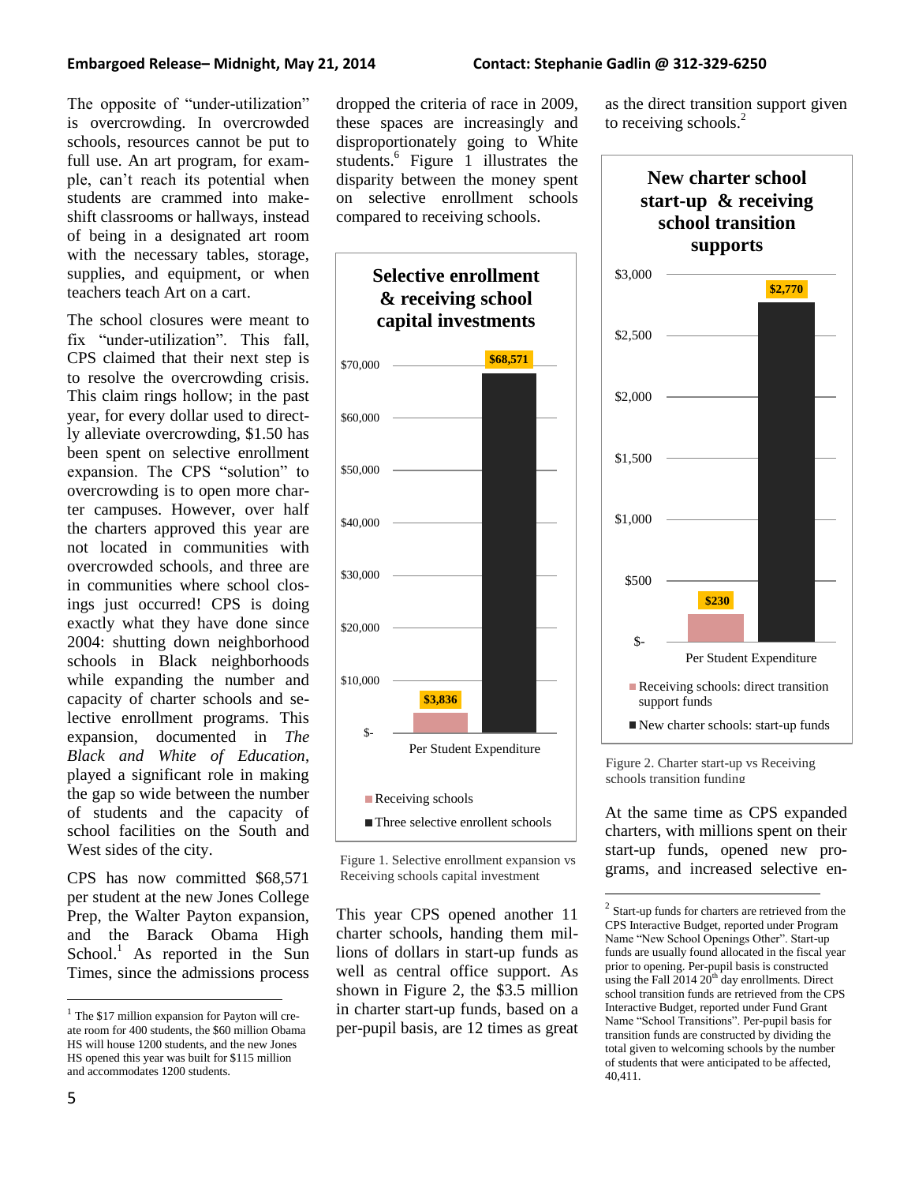The opposite of "under-utilization" is overcrowding. In overcrowded schools, resources cannot be put to full use. An art program, for example, can't reach its potential when students are crammed into makeshift classrooms or hallways, instead of being in a designated art room with the necessary tables, storage, supplies, and equipment, or when teachers teach Art on a cart.

The school closures were meant to fix "under-utilization". This fall, CPS claimed that their next step is to resolve the overcrowding crisis. This claim rings hollow; in the past year, for every dollar used to directly alleviate overcrowding, $1.50 has been spent on selective enrollment expansion. The CPS "solution" to overcrowding is to open more charter campuses. However, over half the charters approved this year are not located in communities with overcrowded schools, and three are in communities where school closings just occurred! CPS is doing exactly what they have done since 2004: shutting down neighborhood schools in Black neighborhoods while expanding the number and capacity of charter schools and selective enrollment programs. This expansion, documented in *The Black and White of Education*, played a significant role in making the gap so wide between the number of students and the capacity of school facilities on the South and West sides of the city.

CPS has now committed $68,571 per student at the new Jones College Prep, the Walter Payton expansion, and the Barack Obama High School.[1] As reported in the Sun Times, since the admissions process dropped the criteria of race in 2009, these spaces are increasingly and disproportionately going to White students.[6] Figure 1 illustrates the disparity between the money spent on selective enrollment schools compared to receiving schools.

**Selective enrollment & receiving school capital investments**

| Per Student Expenditure | |
|---|---|
| Receiving schools | $3,836 |
| Three selective enrollent schools | $68,571 |

Figure 1. Selective enrollment expansion vs Receiving schools capital investment

This year CPS opened another 11 charter schools, handing them millions of dollars in start-up funds as well as central office support. As shown in Figure 2, the $3.5 million in charter start-up funds, based on a per-pupil basis, are 12 times as great as the direct transition support given to receiving schools.[2]

**New charter school start-up & receiving school transition supports**

| Per Student Expenditure | |
|---|---|
| Receiving schools: direct transition support funds | $230 |
| New charter schools: start-up funds | $2,770 |

Figure 2. Charter start-up vs Receiving schools transition funding

At the same time as CPS expanded charters, with millions spent on their start-up funds, opened new programs, and increased selective en-

---

[1] The $17 million expansion for Payton will create room for 400 students, the $60 million Obama HS will house 1200 students, and the new Jones HS opened this year was built for $115 million and accommodates 1200 students.

[2] Start-up funds for charters are retrieved from the CPS Interactive Budget, reported under Program Name "New School Openings Other". Start-up funds are usually found allocated in the fiscal year prior to opening. Per-pupil basis is constructed using the Fall 2014 20th day enrollments. Direct school transition funds are retrieved from the CPS Interactive Budget, reported under Fund Grant Name "School Transitions". Per-pupil basis for transition funds are constructed by dividing the total given to welcoming schools by the number of students that were anticipated to be affected, 40,411.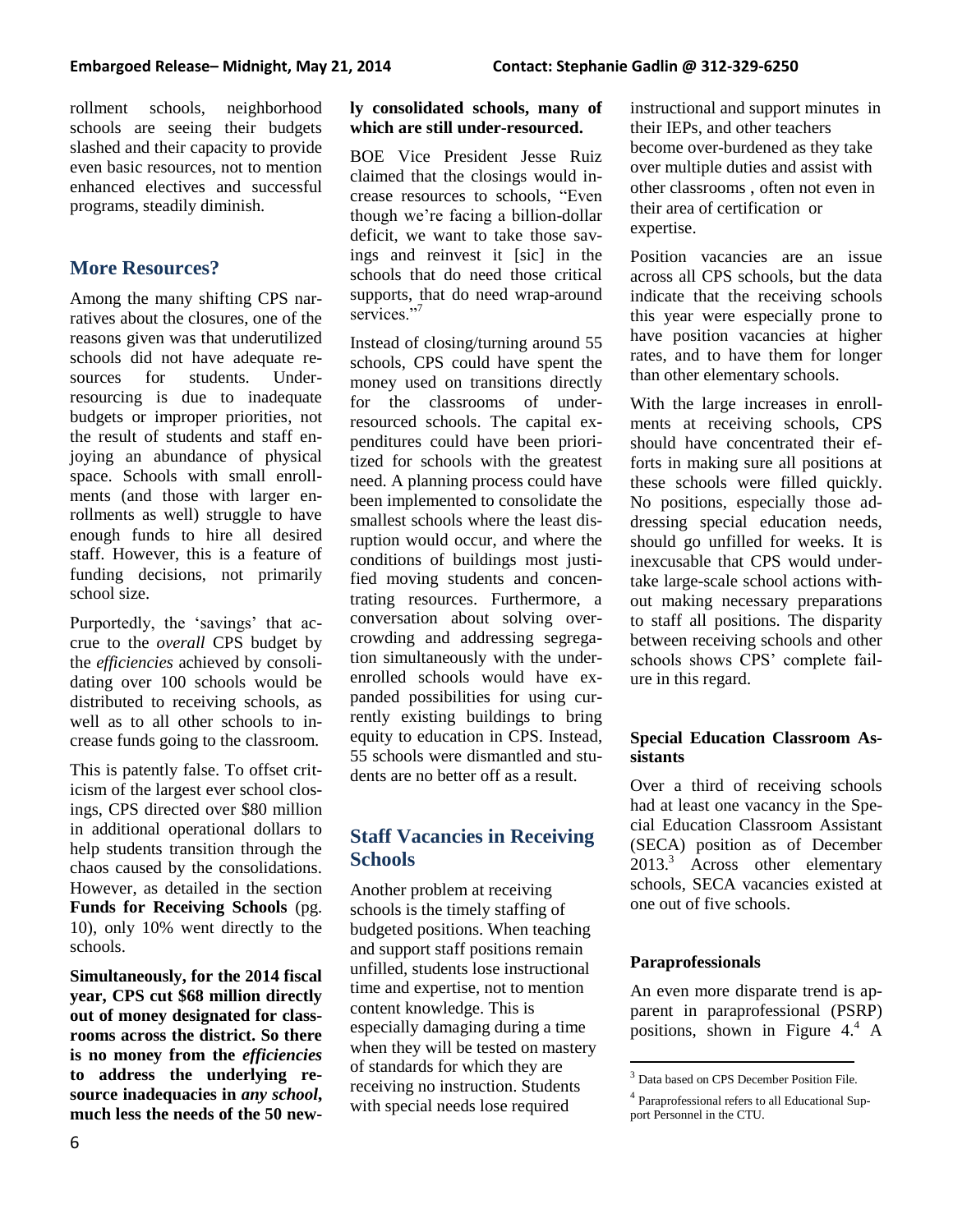rollment schools, neighborhood schools are seeing their budgets slashed and their capacity to provide even basic resources, not to mention enhanced electives and successful programs, steadily diminish.

## More Resources?

Among the many shifting CPS narratives about the closures, one of the reasons given was that underutilized schools did not have adequate resources for students. Under-resourcing is due to inadequate budgets or improper priorities, not the result of students and staff enjoying an abundance of physical space. Schools with small enrollments (and those with larger enrollments as well) struggle to have enough funds to hire all desired staff. However, this is a feature of funding decisions, not primarily school size.

Purportedly, the 'savings' that accrue to the *overall* CPS budget by the *efficiencies* achieved by consolidating over 100 schools would be distributed to receiving schools, as well as to all other schools to increase funds going to the classroom.

This is patently false. To offset criticism of the largest ever school closings, CPS directed over $80 million in additional operational dollars to help students transition through the chaos caused by the consolidations. However, as detailed in the section **Funds for Receiving Schools** (pg. 10), only 10% went directly to the schools.

**Simultaneously, for the 2014 fiscal year, CPS cut $68 million directly out of money designated for classrooms across the district. So there is no money from the *efficiencies* to address the underlying resource inadequacies in *any school*, much less the needs of the 50 newly consolidated schools, many of which are still under-resourced.**

BOE Vice President Jesse Ruiz claimed that the closings would increase resources to schools, "Even though we're facing a billion-dollar deficit, we want to take those savings and reinvest it [sic] in the schools that do need those critical supports, that do need wrap-around services."[7]

Instead of closing/turning around 55 schools, CPS could have spent the money used on transitions directly for the classrooms of under-resourced schools. The capital expenditures could have been prioritized for schools with the greatest need. A planning process could have been implemented to consolidate the smallest schools where the least disruption would occur, and where the conditions of buildings most justified moving students and concentrating resources. Furthermore, a conversation about solving overcrowding and addressing segregation simultaneously with the under-enrolled schools would have expanded possibilities for using currently existing buildings to bring equity to education in CPS. Instead, 55 schools were dismantled and students are no better off as a result.

## Staff Vacancies in Receiving Schools

Another problem at receiving schools is the timely staffing of budgeted positions. When teaching and support staff positions remain unfilled, students lose instructional time and expertise, not to mention content knowledge. This is especially damaging during a time when they will be tested on mastery of standards for which they are receiving no instruction. Students with special needs lose required instructional and support minutes in their IEPs, and other teachers become over-burdened as they take over multiple duties and assist with other classrooms , often not even in their area of certification or expertise.

Position vacancies are an issue across all CPS schools, but the data indicate that the receiving schools this year were especially prone to have position vacancies at higher rates, and to have them for longer than other elementary schools.

With the large increases in enrollments at receiving schools, CPS should have concentrated their efforts in making sure all positions at these schools were filled quickly. No positions, especially those addressing special education needs, should go unfilled for weeks. It is inexcusable that CPS would undertake large-scale school actions without making necessary preparations to staff all positions. The disparity between receiving schools and other schools shows CPS' complete failure in this regard.

### Special Education Classroom Assistants

Over a third of receiving schools had at least one vacancy in the Special Education Classroom Assistant (SECA) position as of December 2013.[3] Across other elementary schools, SECA vacancies existed at one out of five schools.

### Paraprofessionals

An even more disparate trend is apparent in paraprofessional (PSRP) positions, shown in Figure 4.[4] A

[3] Data based on CPS December Position File.

[4] Paraprofessional refers to all Educational Support Personnel in the CTU.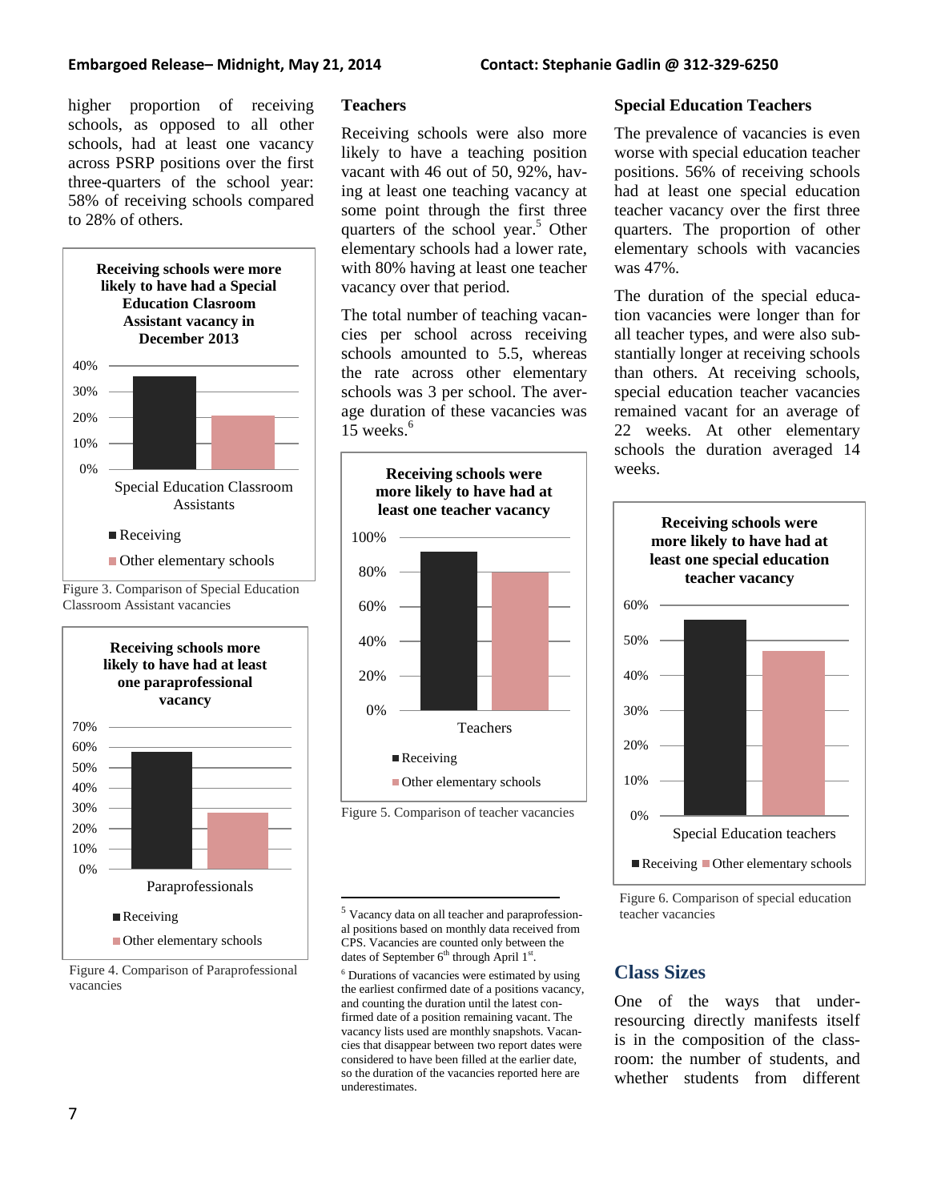higher proportion of receiving schools, as opposed to all other schools, had at least one vacancy across PSRP positions over the first three-quarters of the school year: 58% of receiving schools compared to 28% of others.

**Receiving schools were more likely to have had a Special Education Clasroom Assistant vacancy in December 2013**

Figure 3. Comparison of Special Education Classroom Assistant vacancies

**Receiving schools more likely to have had at least one paraprofessional vacancy**

Figure 4. Comparison of Paraprofessional vacancies

### Teachers

Receiving schools were also more likely to have a teaching position vacant with 46 out of 50, 92%, having at least one teaching vacancy at some point through the first three quarters of the school year.[5] Other elementary schools had a lower rate, with 80% having at least one teacher vacancy over that period.

The total number of teaching vacancies per school across receiving schools amounted to 5.5, whereas the rate across other elementary schools was 3 per school. The average duration of these vacancies was 15 weeks.[6]

**Receiving schools were more likely to have had at least one teacher vacancy**

Figure 5. Comparison of teacher vacancies

### Special Education Teachers

The prevalence of vacancies is even worse with special education teacher positions. 56% of receiving schools had at least one special education teacher vacancy over the first three quarters. The proportion of other elementary schools with vacancies was 47%.

The duration of the special education vacancies were longer than for all teacher types, and were also substantially longer at receiving schools than others. At receiving schools, special education teacher vacancies remained vacant for an average of 22 weeks. At other elementary schools the duration averaged 14 weeks.

**Receiving schools were more likely to have had at least one special education teacher vacancy**

Figure 6. Comparison of special education teacher vacancies

## Class Sizes

One of the ways that under-resourcing directly manifests itself is in the composition of the classroom: the number of students, and whether students from different

---

[5] Vacancy data on all teacher and paraprofessional positions based on monthly data received from CPS. Vacancies are counted only between the dates of September 6th through April 1st.

[6] Durations of vacancies were estimated by using the earliest confirmed date of a positions vacancy, and counting the duration until the latest confirmed date of a position remaining vacant. The vacancy lists used are monthly snapshots. Vacancies that disappear between two report dates were considered to have been filled at the earlier date, so the duration of the vacancies reported here are underestimates.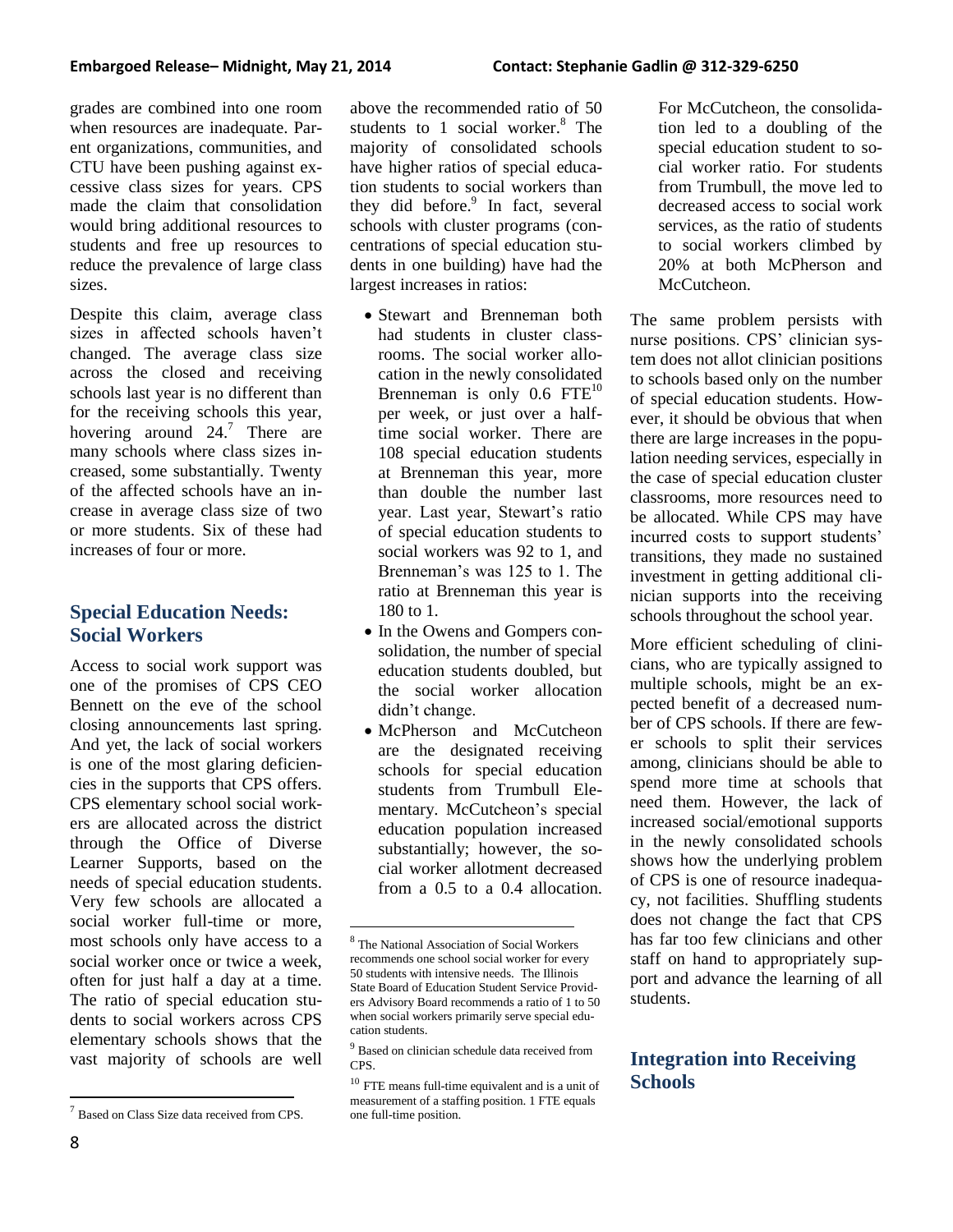grades are combined into one room when resources are inadequate. Parent organizations, communities, and CTU have been pushing against excessive class sizes for years. CPS made the claim that consolidation would bring additional resources to students and free up resources to reduce the prevalence of large class sizes.

Despite this claim, average class sizes in affected schools haven't changed. The average class size across the closed and receiving schools last year is no different than for the receiving schools this year, hovering around 24.[7] There are many schools where class sizes increased, some substantially. Twenty of the affected schools have an increase in average class size of two or more students. Six of these had increases of four or more.

## Special Education Needs: Social Workers

Access to social work support was one of the promises of CPS CEO Bennett on the eve of the school closing announcements last spring. And yet, the lack of social workers is one of the most glaring deficiencies in the supports that CPS offers. CPS elementary school social workers are allocated across the district through the Office of Diverse Learner Supports, based on the needs of special education students. Very few schools are allocated a social worker full-time or more, most schools only have access to a social worker once or twice a week, often for just half a day at a time. The ratio of special education students to social workers across CPS elementary schools shows that the vast majority of schools are well above the recommended ratio of 50 students to 1 social worker.[8] The majority of consolidated schools have higher ratios of special education students to social workers than they did before.[9] In fact, several schools with cluster programs (concentrations of special education students in one building) have had the largest increases in ratios:

- Stewart and Brenneman both had students in cluster classrooms. The social worker allocation in the newly consolidated Brenneman is only 0.6 FTE[10] per week, or just over a half-time social worker. There are 108 special education students at Brenneman this year, more than double the number last year. Last year, Stewart's ratio of special education students to social workers was 92 to 1, and Brenneman's was 125 to 1. The ratio at Brenneman this year is 180 to 1.
- In the Owens and Gompers consolidation, the number of special education students doubled, but the social worker allocation didn't change.
- McPherson and McCutcheon are the designated receiving schools for special education students from Trumbull Elementary. McCutcheon's special education population increased substantially; however, the social worker allotment decreased from a 0.5 to a 0.4 allocation. For McCutcheon, the consolidation led to a doubling of the special education student to social worker ratio. For students from Trumbull, the move led to decreased access to social work services, as the ratio of students to social workers climbed by 20% at both McPherson and McCutcheon.

The same problem persists with nurse positions. CPS' clinician system does not allot clinician positions to schools based only on the number of special education students. However, it should be obvious that when there are large increases in the population needing services, especially in the case of special education cluster classrooms, more resources need to be allocated. While CPS may have incurred costs to support students' transitions, they made no sustained investment in getting additional clinician supports into the receiving schools throughout the school year.

More efficient scheduling of clinicians, who are typically assigned to multiple schools, might be an expected benefit of a decreased number of CPS schools. If there are fewer schools to split their services among, clinicians should be able to spend more time at schools that need them. However, the lack of increased social/emotional supports in the newly consolidated schools shows how the underlying problem of CPS is one of resource inadequacy, not facilities. Shuffling students does not change the fact that CPS has far too few clinicians and other staff on hand to appropriately support and advance the learning of all students.

## Integration into Receiving Schools

---

[7] Based on Class Size data received from CPS.

[8] The National Association of Social Workers recommends one school social worker for every 50 students with intensive needs. The Illinois State Board of Education Student Service Providers Advisory Board recommends a ratio of 1 to 50 when social workers primarily serve special education students.

[9] Based on clinician schedule data received from CPS.

[10] FTE means full-time equivalent and is a unit of measurement of a staffing position. 1 FTE equals one full-time position.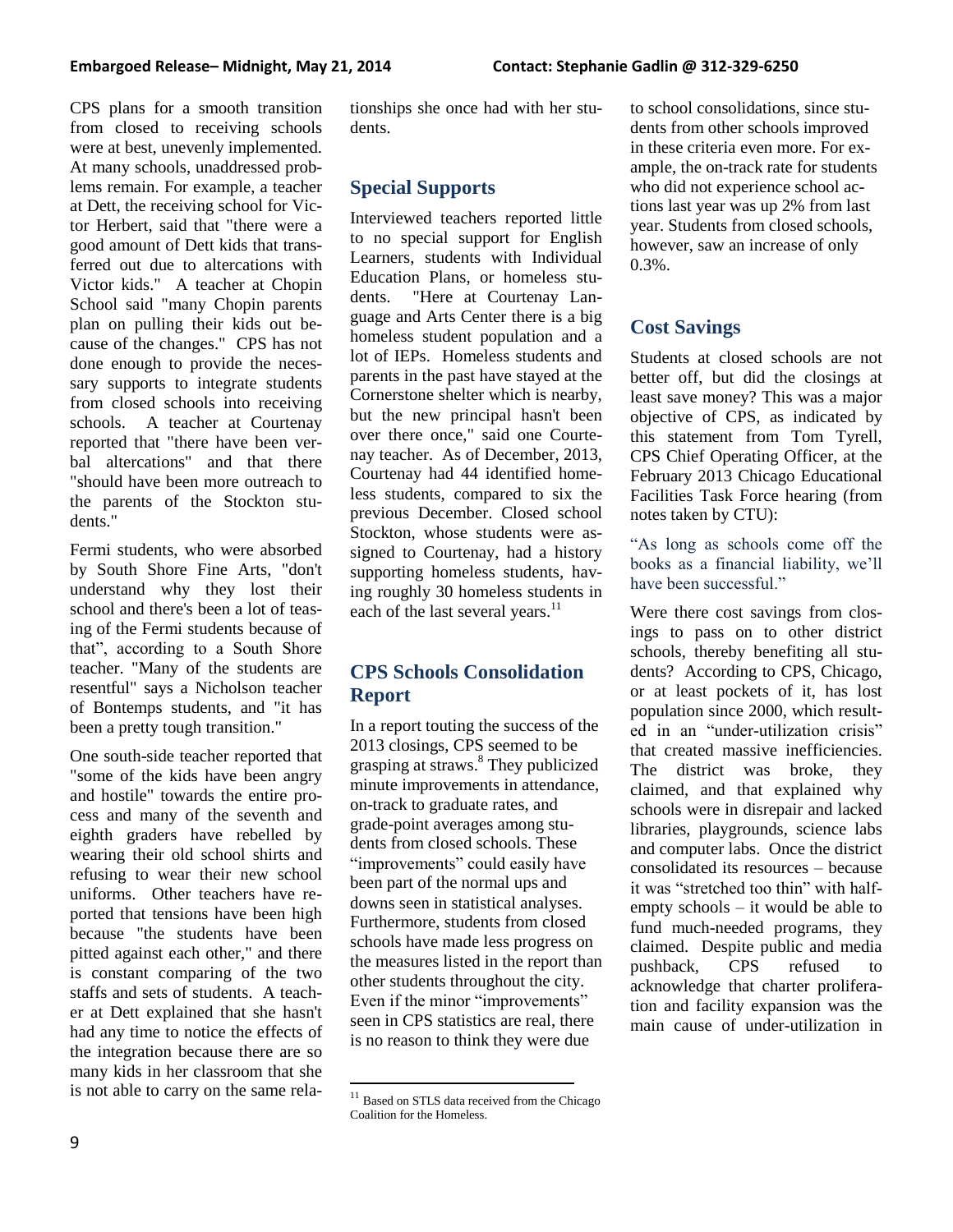CPS plans for a smooth transition from closed to receiving schools were at best, unevenly implemented. At many schools, unaddressed problems remain. For example, a teacher at Dett, the receiving school for Victor Herbert, said that "there were a good amount of Dett kids that transferred out due to altercations with Victor kids." A teacher at Chopin School said "many Chopin parents plan on pulling their kids out because of the changes." CPS has not done enough to provide the necessary supports to integrate students from closed schools into receiving schools. A teacher at Courtenay reported that "there have been verbal altercations" and that there "should have been more outreach to the parents of the Stockton students."

Fermi students, who were absorbed by South Shore Fine Arts, "don't understand why they lost their school and there's been a lot of teasing of the Fermi students because of that", according to a South Shore teacher. "Many of the students are resentful" says a Nicholson teacher of Bontemps students, and "it has been a pretty tough transition."

One south-side teacher reported that "some of the kids have been angry and hostile" towards the entire process and many of the seventh and eighth graders have rebelled by wearing their old school shirts and refusing to wear their new school uniforms. Other teachers have reported that tensions have been high because "the students have been pitted against each other," and there is constant comparing of the two staffs and sets of students. A teacher at Dett explained that she hasn't had any time to notice the effects of the integration because there are so many kids in her classroom that she is not able to carry on the same relationships she once had with her students.

## Special Supports

Interviewed teachers reported little to no special support for English Learners, students with Individual Education Plans, or homeless students. "Here at Courtenay Language and Arts Center there is a big homeless student population and a lot of IEPs. Homeless students and parents in the past have stayed at the Cornerstone shelter which is nearby, but the new principal hasn't been over there once," said one Courtenay teacher. As of December, 2013, Courtenay had 44 identified homeless students, compared to six the previous December. Closed school Stockton, whose students were assigned to Courtenay, had a history supporting homeless students, having roughly 30 homeless students in each of the last several years.[11]

## CPS Schools Consolidation Report

In a report touting the success of the 2013 closings, CPS seemed to be grasping at straws.[8] They publicized minute improvements in attendance, on-track to graduate rates, and grade-point averages among students from closed schools. These "improvements" could easily have been part of the normal ups and downs seen in statistical analyses. Furthermore, students from closed schools have made less progress on the measures listed in the report than other students throughout the city. Even if the minor "improvements" seen in CPS statistics are real, there is no reason to think they were due to school consolidations, since students from other schools improved in these criteria even more. For example, the on-track rate for students who did not experience school actions last year was up 2% from last year. Students from closed schools, however, saw an increase of only 0.3%.

## Cost Savings

Students at closed schools are not better off, but did the closings at least save money? This was a major objective of CPS, as indicated by this statement from Tom Tyrell, CPS Chief Operating Officer, at the February 2013 Chicago Educational Facilities Task Force hearing (from notes taken by CTU):

> "As long as schools come off the books as a financial liability, we'll have been successful."

Were there cost savings from closings to pass on to other district schools, thereby benefiting all students? According to CPS, Chicago, or at least pockets of it, has lost population since 2000, which resulted in an "under-utilization crisis" that created massive inefficiencies. The district was broke, they claimed, and that explained why schools were in disrepair and lacked libraries, playgrounds, science labs and computer labs. Once the district consolidated its resources – because it was "stretched too thin" with half-empty schools – it would be able to fund much-needed programs, they claimed. Despite public and media pushback, CPS refused to acknowledge that charter proliferation and facility expansion was the main cause of under-utilization in

[11] Based on STLS data received from the Chicago Coalition for the Homeless.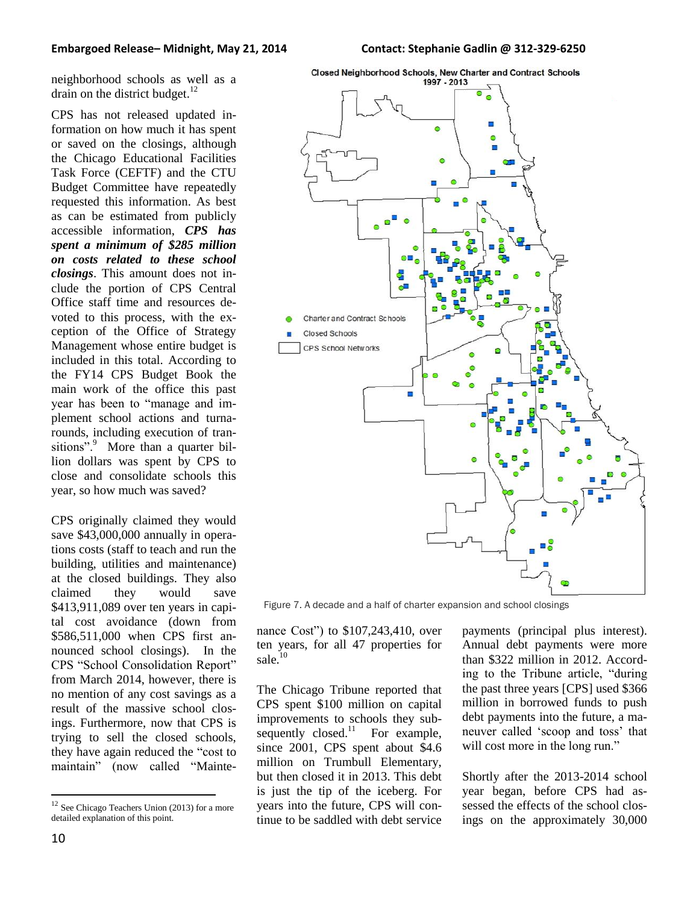neighborhood schools as well as a drain on the district budget.[12]

CPS has not released updated information on how much it has spent or saved on the closings, although the Chicago Educational Facilities Task Force (CEFTF) and the CTU Budget Committee have repeatedly requested this information. As best as can be estimated from publicly accessible information, ***CPS has spent a minimum of $285 million on costs related to these school closings***. This amount does not include the portion of CPS Central Office staff time and resources devoted to this process, with the exception of the Office of Strategy Management whose entire budget is included in this total. According to the FY14 CPS Budget Book the main work of the office this past year has been to "manage and implement school actions and turnarounds, including execution of transitions".[9] More than a quarter billion dollars was spent by CPS to close and consolidate schools this year, so how much was saved?

CPS originally claimed they would save $43,000,000 annually in operations costs (staff to teach and run the building, utilities and maintenance) at the closed buildings. They also claimed they would save $413,911,089 over ten years in capital cost avoidance (down from $586,511,000 when CPS first announced school closings). In the CPS "School Consolidation Report" from March 2014, however, there is no mention of any cost savings as a result of the massive school closings. Furthermore, now that CPS is trying to sell the closed schools, they have again reduced the "cost to maintain" (now called "Maintenance Cost") to $107,243,410, over ten years, for all 47 properties for sale.[10]

**Closed Neighborhood Schools, New Charter and Contract Schools 1997 - 2013**

Figure 7. A decade and a half of charter expansion and school closings

The Chicago Tribune reported that CPS spent $100 million on capital improvements to schools they subsequently closed.[11] For example, since 2001, CPS spent about $4.6 million on Trumbull Elementary, but then closed it in 2013. This debt is just the tip of the iceberg. For years into the future, CPS will continue to be saddled with debt service payments (principal plus interest). Annual debt payments were more than $322 million in 2012. According to the Tribune article, "during the past three years [CPS] used $366 million in borrowed funds to push debt payments into the future, a maneuver called 'scoop and toss' that will cost more in the long run."

Shortly after the 2013-2014 school year began, before CPS had assessed the effects of the school closings on the approximately 30,000

[12] See Chicago Teachers Union (2013) for a more detailed explanation of this point.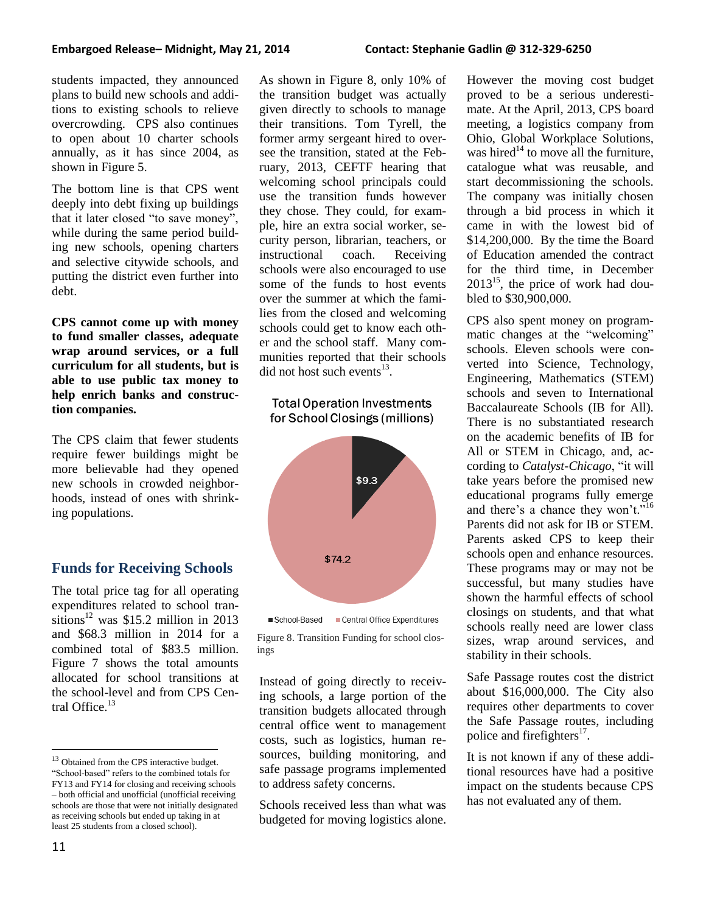students impacted, they announced plans to build new schools and additions to existing schools to relieve overcrowding. CPS also continues to open about 10 charter schools annually, as it has since 2004, as shown in Figure 5.

The bottom line is that CPS went deeply into debt fixing up buildings that it later closed "to save money", while during the same period building new schools, opening charters and selective citywide schools, and putting the district even further into debt.

**CPS cannot come up with money to fund smaller classes, adequate wrap around services, or a full curriculum for all students, but is able to use public tax money to help enrich banks and construction companies.**

The CPS claim that fewer students require fewer buildings might be more believable had they opened new schools in crowded neighborhoods, instead of ones with shrinking populations.

## Funds for Receiving Schools

The total price tag for all operating expenditures related to school transitions[12] was $15.2 million in 2013 and $68.3 million in 2014 for a combined total of $83.5 million. Figure 7 shows the total amounts allocated for school transitions at the school-level and from CPS Central Office.[13]

As shown in Figure 8, only 10% of the transition budget was actually given directly to schools to manage their transitions. Tom Tyrell, the former army sergeant hired to oversee the transition, stated at the February, 2013, CEFTF hearing that welcoming school principals could use the transition funds however they chose. They could, for example, hire an extra social worker, security person, librarian, teachers, or instructional coach. Receiving schools were also encouraged to use some of the funds to host events over the summer at which the families from the closed and welcoming schools could get to know each other and the school staff. Many communities reported that their schools did not host such events[13].

Total Operation Investments for School Closings (millions)

| | Millions |
|---|---|
| School-Based | $9.3 |
| Central Office Expenditures | $74.2 |

Figure 8. Transition Funding for school closings

Instead of going directly to receiving schools, a large portion of the transition budgets allocated through central office went to management costs, such as logistics, human resources, building monitoring, and safe passage programs implemented to address safety concerns.

Schools received less than what was budgeted for moving logistics alone. However the moving cost budget proved to be a serious underestimate. At the April, 2013, CPS board meeting, a logistics company from Ohio, Global Workplace Solutions, was hired[14] to move all the furniture, catalogue what was reusable, and start decommissioning the schools. The company was initially chosen through a bid process in which it came in with the lowest bid of $14,200,000. By the time the Board of Education amended the contract for the third time, in December 2013[15], the price of work had doubled to $30,900,000.

CPS also spent money on programmatic changes at the "welcoming" schools. Eleven schools were converted into Science, Technology, Engineering, Mathematics (STEM) schools and seven to International Baccalaureate Schools (IB for All). There is no substantiated research on the academic benefits of IB for All or STEM in Chicago, and, according to *Catalyst-Chicago*, "it will take years before the promised new educational programs fully emerge and there's a chance they won't."[16] Parents did not ask for IB or STEM. Parents asked CPS to keep their schools open and enhance resources. These programs may or may not be successful, but many studies have shown the harmful effects of school closings on students, and that what schools really need are lower class sizes, wrap around services, and stability in their schools.

Safe Passage routes cost the district about $16,000,000. The City also requires other departments to cover the Safe Passage routes, including police and firefighters[17].

It is not known if any of these additional resources have had a positive impact on the students because CPS has not evaluated any of them.

---

[13] Obtained from the CPS interactive budget. "School-based" refers to the combined totals for FY13 and FY14 for closing and receiving schools – both official and unofficial (unofficial receiving schools are those that were not initially designated as receiving schools but ended up taking in at least 25 students from a closed school).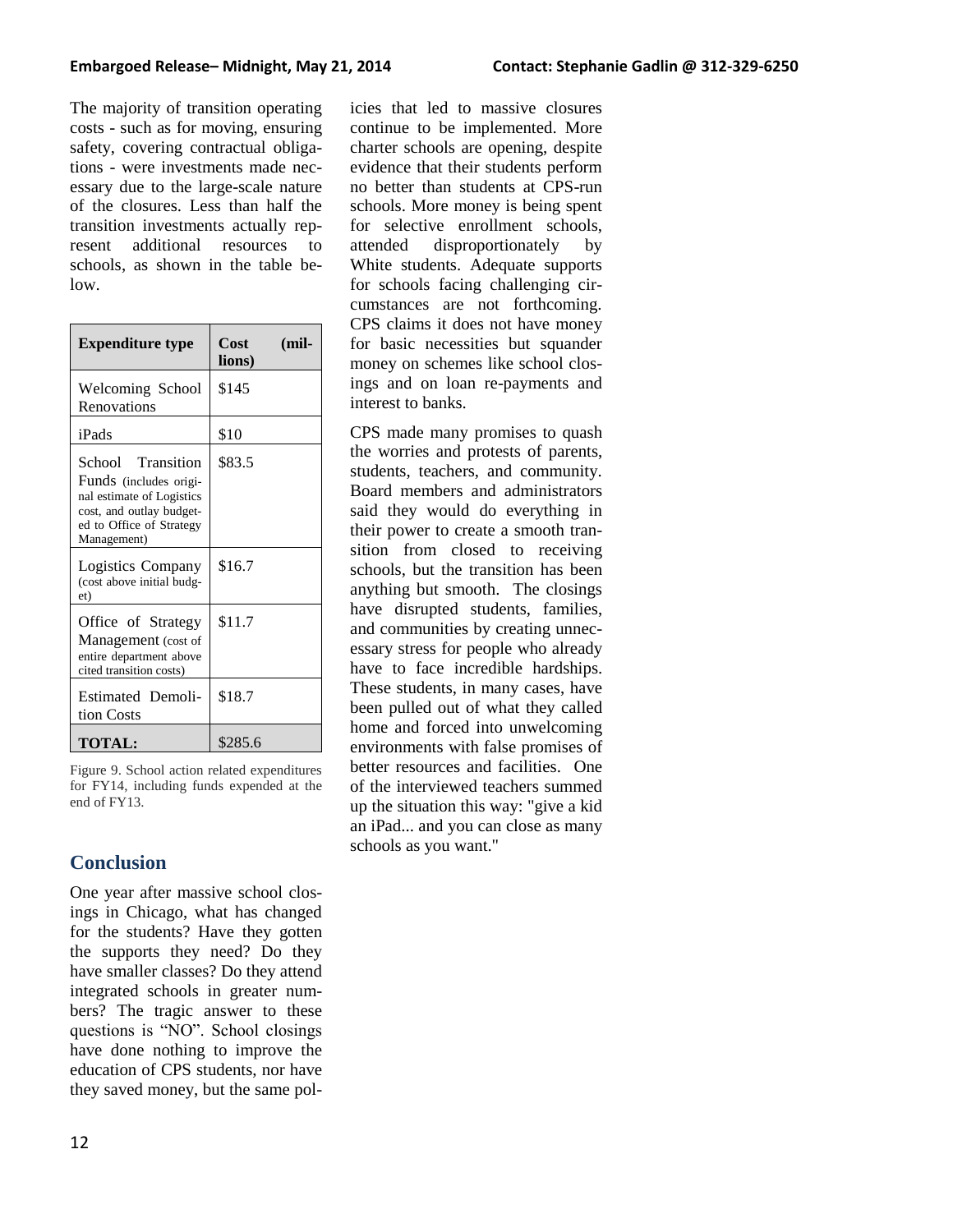The majority of transition operating costs - such as for moving, ensuring safety, covering contractual obligations - were investments made necessary due to the large-scale nature of the closures. Less than half the transition investments actually represent additional resources to schools, as shown in the table below.

| Expenditure type | Cost (millions) |
|---|---|
| Welcoming School Renovations | $145 |
| iPads | $10 |
| School Transition Funds (includes original estimate of Logistics cost, and outlay budgeted to Office of Strategy Management) | $83.5 |
| Logistics Company (cost above initial budget) | $16.7 |
| Office of Strategy Management (cost of entire department above cited transition costs) | $11.7 |
| Estimated Demolition Costs | $18.7 |
| **TOTAL:** | $285.6 |

Figure 9. School action related expenditures for FY14, including funds expended at the end of FY13.

## Conclusion

One year after massive school closings in Chicago, what has changed for the students? Have they gotten the supports they need? Do they have smaller classes? Do they attend integrated schools in greater numbers? The tragic answer to these questions is "NO". School closings have done nothing to improve the education of CPS students, nor have they saved money, but the same policies that led to massive closures continue to be implemented. More charter schools are opening, despite evidence that their students perform no better than students at CPS-run schools. More money is being spent for selective enrollment schools, attended disproportionately by White students. Adequate supports for schools facing challenging circumstances are not forthcoming. CPS claims it does not have money for basic necessities but squander money on schemes like school closings and on loan re-payments and interest to banks.

CPS made many promises to quash the worries and protests of parents, students, teachers, and community. Board members and administrators said they would do everything in their power to create a smooth transition from closed to receiving schools, but the transition has been anything but smooth. The closings have disrupted students, families, and communities by creating unnecessary stress for people who already have to face incredible hardships. These students, in many cases, have been pulled out of what they called home and forced into unwelcoming environments with false promises of better resources and facilities. One of the interviewed teachers summed up the situation this way: "give a kid an iPad... and you can close as many schools as you want."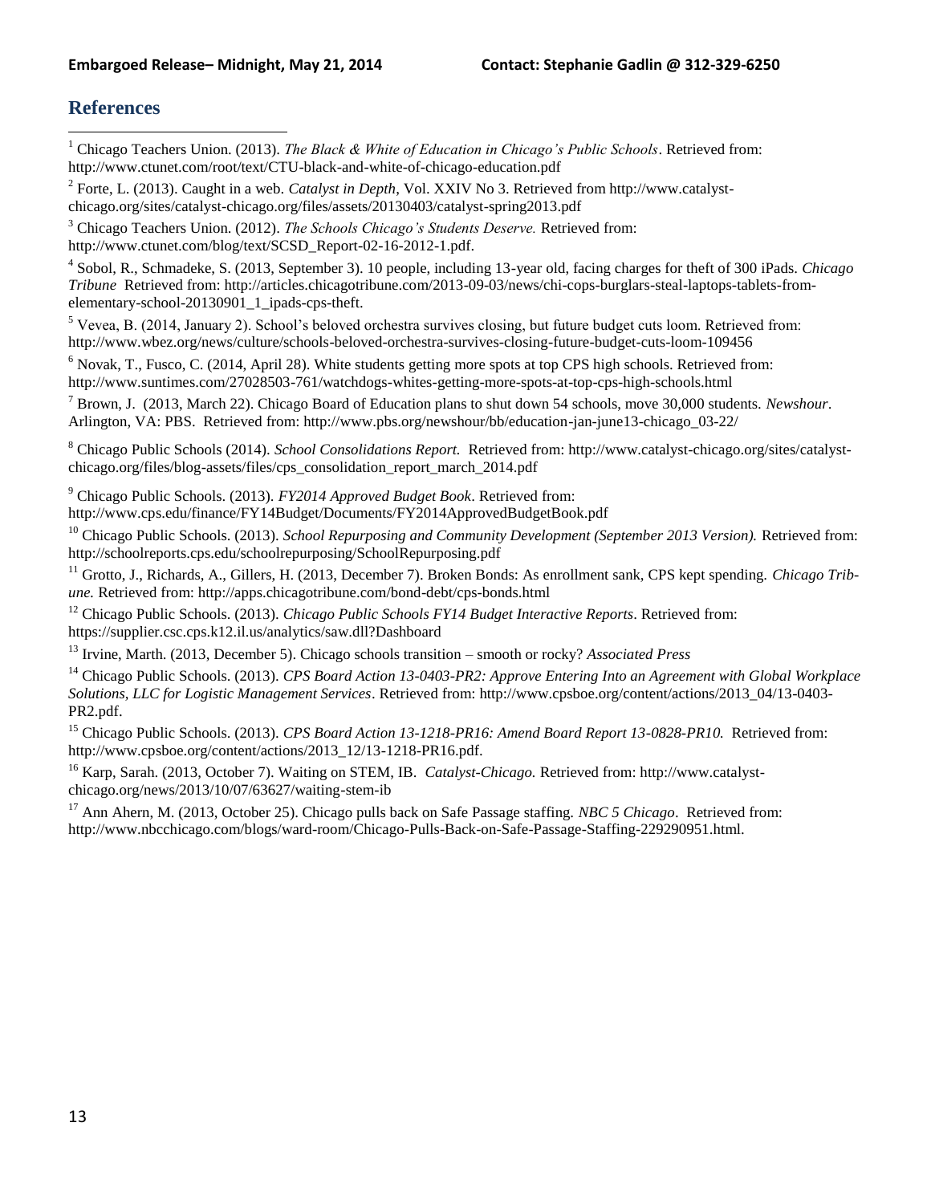## References

[1] Chicago Teachers Union. (2013). *The Black & White of Education in Chicago's Public Schools*. Retrieved from: http://www.ctunet.com/root/text/CTU-black-and-white-of-chicago-education.pdf

[2] Forte, L. (2013). Caught in a web. *Catalyst in Depth*, Vol. XXIV No 3. Retrieved from http://www.catalyst-chicago.org/sites/catalyst-chicago.org/files/assets/20130403/catalyst-spring2013.pdf

[3] Chicago Teachers Union. (2012). *The Schools Chicago's Students Deserve.* Retrieved from: http://www.ctunet.com/blog/text/SCSD_Report-02-16-2012-1.pdf.

[4] Sobol, R., Schmadeke, S. (2013, September 3). 10 people, including 13-year old, facing charges for theft of 300 iPads. *Chicago Tribune* Retrieved from: http://articles.chicagotribune.com/2013-09-03/news/chi-cops-burglars-steal-laptops-tablets-from-elementary-school-20130901_1_ipads-cps-theft.

[5] Vevea, B. (2014, January 2). School's beloved orchestra survives closing, but future budget cuts loom. Retrieved from: http://www.wbez.org/news/culture/schools-beloved-orchestra-survives-closing-future-budget-cuts-loom-109456

[6] Novak, T., Fusco, C. (2014, April 28). White students getting more spots at top CPS high schools. Retrieved from: http://www.suntimes.com/27028503-761/watchdogs-whites-getting-more-spots-at-top-cps-high-schools.html

[7] Brown, J. (2013, March 22). Chicago Board of Education plans to shut down 54 schools, move 30,000 students. *Newshour*. Arlington, VA: PBS. Retrieved from: http://www.pbs.org/newshour/bb/education-jan-june13-chicago_03-22/

[8] Chicago Public Schools (2014). *School Consolidations Report.* Retrieved from: http://www.catalyst-chicago.org/sites/catalyst-chicago.org/files/blog-assets/files/cps_consolidation_report_march_2014.pdf

[9] Chicago Public Schools. (2013). *FY2014 Approved Budget Book*. Retrieved from: http://www.cps.edu/finance/FY14Budget/Documents/FY2014ApprovedBudgetBook.pdf

[10] Chicago Public Schools. (2013). *School Repurposing and Community Development (September 2013 Version).* Retrieved from: http://schoolreports.cps.edu/schoolrepurposing/SchoolRepurposing.pdf

[11] Grotto, J., Richards, A., Gillers, H. (2013, December 7). Broken Bonds: As enrollment sank, CPS kept spending. *Chicago Tribune.* Retrieved from: http://apps.chicagotribune.com/bond-debt/cps-bonds.html

[12] Chicago Public Schools. (2013). *Chicago Public Schools FY14 Budget Interactive Reports*. Retrieved from: https://supplier.csc.cps.k12.il.us/analytics/saw.dll?Dashboard

[13] Irvine, Marth. (2013, December 5). Chicago schools transition – smooth or rocky? *Associated Press*

[14] Chicago Public Schools. (2013). *CPS Board Action 13-0403-PR2: Approve Entering Into an Agreement with Global Workplace Solutions, LLC for Logistic Management Services*. Retrieved from: http://www.cpsboe.org/content/actions/2013_04/13-0403-PR2.pdf.

[15] Chicago Public Schools. (2013). *CPS Board Action 13-1218-PR16: Amend Board Report 13-0828-PR10.* Retrieved from: http://www.cpsboe.org/content/actions/2013_12/13-1218-PR16.pdf.

[16] Karp, Sarah. (2013, October 7). Waiting on STEM, IB. *Catalyst-Chicago.* Retrieved from: http://www.catalyst-chicago.org/news/2013/10/07/63627/waiting-stem-ib

[17] Ann Ahern, M. (2013, October 25). Chicago pulls back on Safe Passage staffing. *NBC 5 Chicago*. Retrieved from: http://www.nbcchicago.com/blogs/ward-room/Chicago-Pulls-Back-on-Safe-Passage-Staffing-229290951.html.